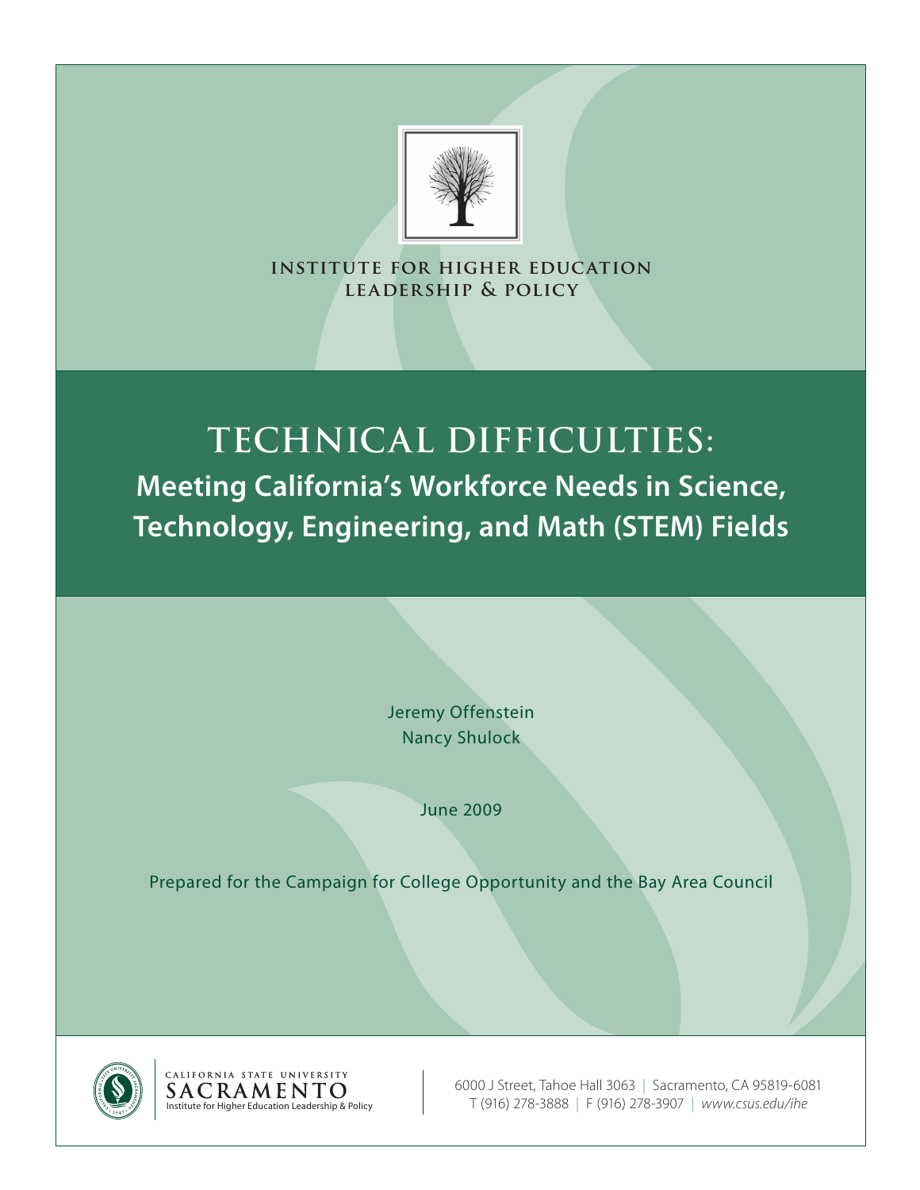INSTITUTE FOR HIGHER EDUCATION LEADERSHIP & POLICY

# TECHNICAL DIFFICULTIES:

## Meeting California's Workforce Needs in Science, Technology, Engineering, and Math (STEM) Fields

Jeremy Offenstein
Nancy Shulock

June 2009

Prepared for the Campaign for College Opportunity and the Bay Area Council

CALIFORNIA STATE UNIVERSITY
SACRAMENTO
Institute for Higher Education Leadership & Policy

6000 J Street, Tahoe Hall 3063 | Sacramento, CA 95819-6081
T (916) 278-3888 | F (916) 278-3907 | *www.csus.edu/ihe*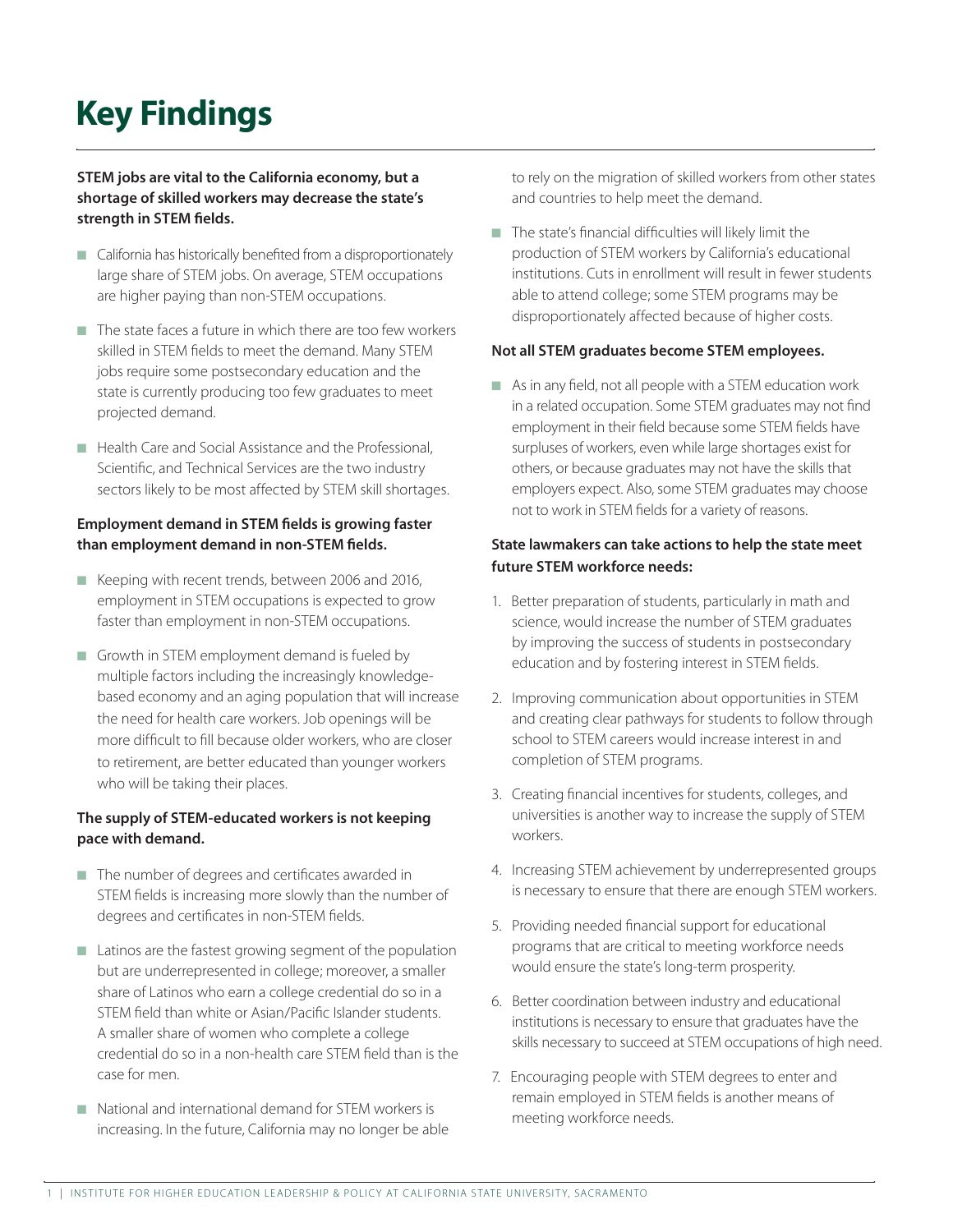# Key Findings

**STEM jobs are vital to the California economy, but a shortage of skilled workers may decrease the state's strength in STEM fields.**

- California has historically benefited from a disproportionately large share of STEM jobs. On average, STEM occupations are higher paying than non-STEM occupations.
- The state faces a future in which there are too few workers skilled in STEM fields to meet the demand. Many STEM jobs require some postsecondary education and the state is currently producing too few graduates to meet projected demand.
- Health Care and Social Assistance and the Professional, Scientific, and Technical Services are the two industry sectors likely to be most affected by STEM skill shortages.

**Employment demand in STEM fields is growing faster than employment demand in non-STEM fields.**

- Keeping with recent trends, between 2006 and 2016, employment in STEM occupations is expected to grow faster than employment in non-STEM occupations.
- Growth in STEM employment demand is fueled by multiple factors including the increasingly knowledge-based economy and an aging population that will increase the need for health care workers. Job openings will be more difficult to fill because older workers, who are closer to retirement, are better educated than younger workers who will be taking their places.

**The supply of STEM-educated workers is not keeping pace with demand.**

- The number of degrees and certificates awarded in STEM fields is increasing more slowly than the number of degrees and certificates in non-STEM fields.
- Latinos are the fastest growing segment of the population but are underrepresented in college; moreover, a smaller share of Latinos who earn a college credential do so in a STEM field than white or Asian/Pacific Islander students. A smaller share of women who complete a college credential do so in a non-health care STEM field than is the case for men.
- National and international demand for STEM workers is increasing. In the future, California may no longer be able to rely on the migration of skilled workers from other states and countries to help meet the demand.
- The state's financial difficulties will likely limit the production of STEM workers by California's educational institutions. Cuts in enrollment will result in fewer students able to attend college; some STEM programs may be disproportionately affected because of higher costs.

**Not all STEM graduates become STEM employees.**

- As in any field, not all people with a STEM education work in a related occupation. Some STEM graduates may not find employment in their field because some STEM fields have surpluses of workers, even while large shortages exist for others, or because graduates may not have the skills that employers expect. Also, some STEM graduates may choose not to work in STEM fields for a variety of reasons.

**State lawmakers can take actions to help the state meet future STEM workforce needs:**

1. Better preparation of students, particularly in math and science, would increase the number of STEM graduates by improving the success of students in postsecondary education and by fostering interest in STEM fields.
2. Improving communication about opportunities in STEM and creating clear pathways for students to follow through school to STEM careers would increase interest in and completion of STEM programs.
3. Creating financial incentives for students, colleges, and universities is another way to increase the supply of STEM workers.
4. Increasing STEM achievement by underrepresented groups is necessary to ensure that there are enough STEM workers.
5. Providing needed financial support for educational programs that are critical to meeting workforce needs would ensure the state's long-term prosperity.
6. Better coordination between industry and educational institutions is necessary to ensure that graduates have the skills necessary to succeed at STEM occupations of high need.
7. Encouraging people with STEM degrees to enter and remain employed in STEM fields is another means of meeting workforce needs.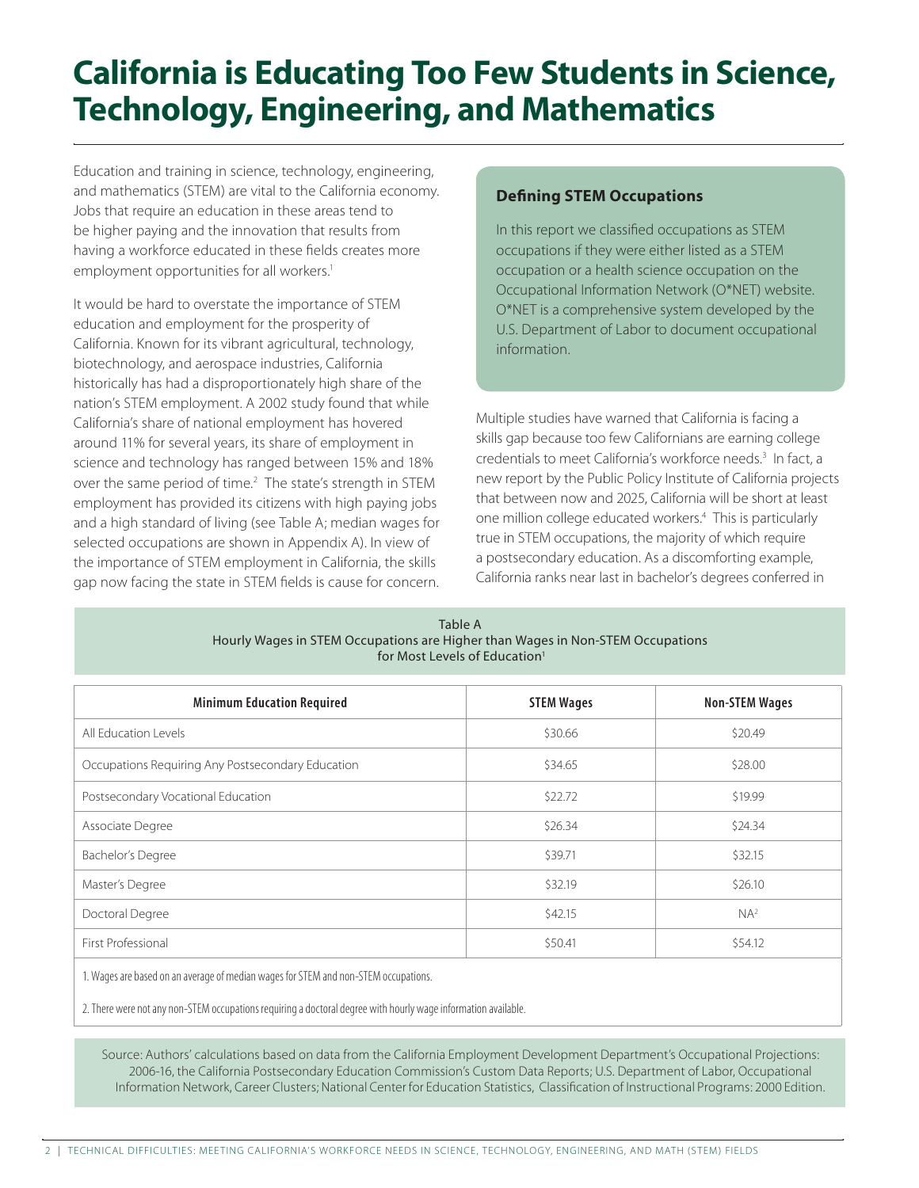# California is Educating Too Few Students in Science, Technology, Engineering, and Mathematics

Education and training in science, technology, engineering, and mathematics (STEM) are vital to the California economy. Jobs that require an education in these areas tend to be higher paying and the innovation that results from having a workforce educated in these fields creates more employment opportunities for all workers.[1]

It would be hard to overstate the importance of STEM education and employment for the prosperity of California. Known for its vibrant agricultural, technology, biotechnology, and aerospace industries, California historically has had a disproportionately high share of the nation's STEM employment. A 2002 study found that while California's share of national employment has hovered around 11% for several years, its share of employment in science and technology has ranged between 15% and 18% over the same period of time.[2] The state's strength in STEM employment has provided its citizens with high paying jobs and a high standard of living (see Table A; median wages for selected occupations are shown in Appendix A). In view of the importance of STEM employment in California, the skills gap now facing the state in STEM fields is cause for concern.

### Defining STEM Occupations

In this report we classified occupations as STEM occupations if they were either listed as a STEM occupation or a health science occupation on the Occupational Information Network (O*NET) website. O*NET is a comprehensive system developed by the U.S. Department of Labor to document occupational information.

Multiple studies have warned that California is facing a skills gap because too few Californians are earning college credentials to meet California's workforce needs.[3] In fact, a new report by the Public Policy Institute of California projects that between now and 2025, California will be short at least one million college educated workers.[4] This is particularly true in STEM occupations, the majority of which require a postsecondary education. As a discomforting example, California ranks near last in bachelor's degrees conferred in

Table A
Hourly Wages in STEM Occupations are Higher than Wages in Non-STEM Occupations for Most Levels of Education[1]

| Minimum Education Required | STEM Wages | Non-STEM Wages |
|---|---|---|
| All Education Levels | $30.66 | $20.49 |
| Occupations Requiring Any Postsecondary Education | $34.65 | $28.00 |
| Postsecondary Vocational Education | $22.72 | $19.99 |
| Associate Degree | $26.34 | $24.34 |
| Bachelor's Degree | $39.71 | $32.15 |
| Master's Degree | $32.19 | $26.10 |
| Doctoral Degree | $42.15 | NA[2] |
| First Professional | $50.41 | $54.12 |

1. Wages are based on an average of median wages for STEM and non-STEM occupations.

2. There were not any non-STEM occupations requiring a doctoral degree with hourly wage information available.

Source: Authors' calculations based on data from the California Employment Development Department's Occupational Projections: 2006-16, the California Postsecondary Education Commission's Custom Data Reports; U.S. Department of Labor, Occupational Information Network, Career Clusters; National Center for Education Statistics, Classification of Instructional Programs: 2000 Edition.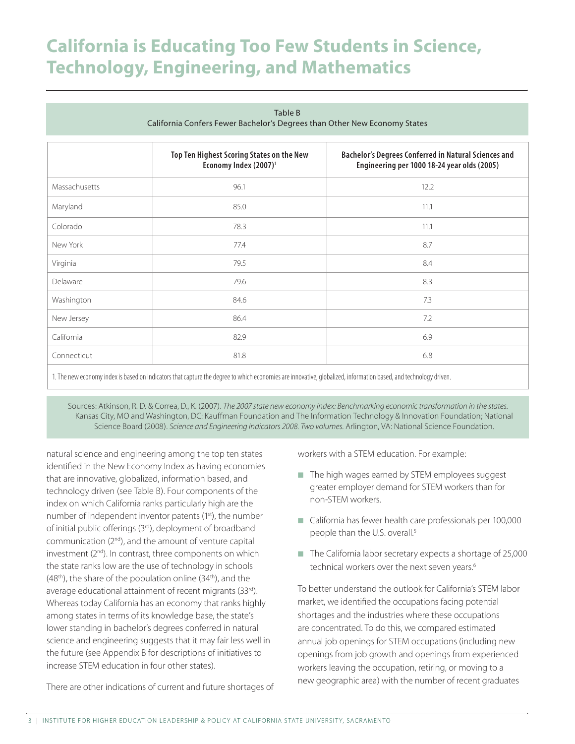# California is Educating Too Few Students in Science, Technology, Engineering, and Mathematics

Table B
California Confers Fewer Bachelor's Degrees than Other New Economy States

| | Top Ten Highest Scoring States on the New Economy Index (2007)[1] | Bachelor's Degrees Conferred in Natural Sciences and Engineering per 1000 18-24 year olds (2005) |
|---|---|---|
| Massachusetts | 96.1 | 12.2 |
| Maryland | 85.0 | 11.1 |
| Colorado | 78.3 | 11.1 |
| New York | 77.4 | 8.7 |
| Virginia | 79.5 | 8.4 |
| Delaware | 79.6 | 8.3 |
| Washington | 84.6 | 7.3 |
| New Jersey | 86.4 | 7.2 |
| California | 82.9 | 6.9 |
| Connecticut | 81.8 | 6.8 |

1. The new economy index is based on indicators that capture the degree to which economies are innovative, globalized, information based, and technology driven.

Sources: Atkinson, R. D. & Correa, D., K. (2007). *The 2007 state new economy index: Benchmarking economic transformation in the states.* Kansas City, MO and Washington, DC: Kauffman Foundation and The Information Technology & Innovation Foundation; National Science Board (2008). *Science and Engineering Indicators 2008. Two volumes.* Arlington, VA: National Science Foundation.

natural science and engineering among the top ten states identified in the New Economy Index as having economies that are innovative, globalized, information based, and technology driven (see Table B). Four components of the index on which California ranks particularly high are the number of independent inventor patents (1st), the number of initial public offerings (3rd), deployment of broadband communication (2nd), and the amount of venture capital investment (2nd). In contrast, three components on which the state ranks low are the use of technology in schools (48th), the share of the population online (34th), and the average educational attainment of recent migrants (33rd). Whereas today California has an economy that ranks highly among states in terms of its knowledge base, the state's lower standing in bachelor's degrees conferred in natural science and engineering suggests that it may fair less well in the future (see Appendix B for descriptions of initiatives to increase STEM education in four other states).

There are other indications of current and future shortages of workers with a STEM education. For example:

- The high wages earned by STEM employees suggest greater employer demand for STEM workers than for non-STEM workers.
- California has fewer health care professionals per 100,000 people than the U.S. overall.[5]
- The California labor secretary expects a shortage of 25,000 technical workers over the next seven years.[6]

To better understand the outlook for California's STEM labor market, we identified the occupations facing potential shortages and the industries where these occupations are concentrated. To do this, we compared estimated annual job openings for STEM occupations (including new openings from job growth and openings from experienced workers leaving the occupation, retiring, or moving to a new geographic area) with the number of recent graduates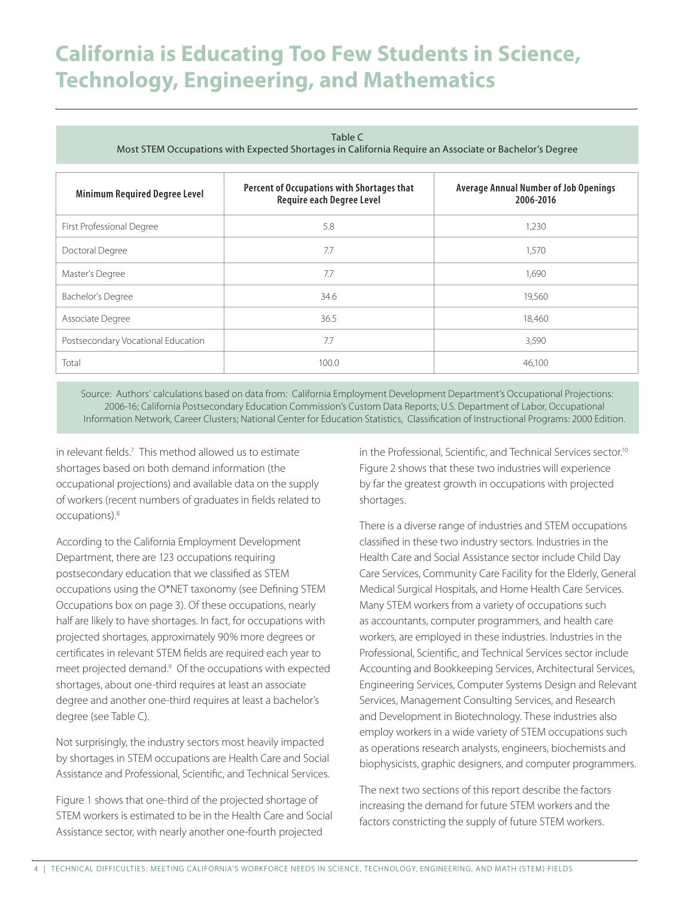# California is Educating Too Few Students in Science, Technology, Engineering, and Mathematics

Table C
Most STEM Occupations with Expected Shortages in California Require an Associate or Bachelor's Degree

| Minimum Required Degree Level | Percent of Occupations with Shortages that Require each Degree Level | Average Annual Number of Job Openings 2006-2016 |
|---|---|---|
| First Professional Degree | 5.8 | 1,230 |
| Doctoral Degree | 7.7 | 1,570 |
| Master's Degree | 7.7 | 1,690 |
| Bachelor's Degree | 34.6 | 19,560 |
| Associate Degree | 36.5 | 18,460 |
| Postsecondary Vocational Education | 7.7 | 3,590 |
| Total | 100.0 | 46,100 |

Source: Authors' calculations based on data from: California Employment Development Department's Occupational Projections: 2006-16; California Postsecondary Education Commission's Custom Data Reports; U.S. Department of Labor, Occupational Information Network, Career Clusters; National Center for Education Statistics, Classification of Instructional Programs: 2000 Edition.

in relevant fields.[7] This method allowed us to estimate shortages based on both demand information (the occupational projections) and available data on the supply of workers (recent numbers of graduates in fields related to occupations).[8]

According to the California Employment Development Department, there are 123 occupations requiring postsecondary education that we classified as STEM occupations using the O*NET taxonomy (see Defining STEM Occupations box on page 3). Of these occupations, nearly half are likely to have shortages. In fact, for occupations with projected shortages, approximately 90% more degrees or certificates in relevant STEM fields are required each year to meet projected demand.[9] Of the occupations with expected shortages, about one-third requires at least an associate degree and another one-third requires at least a bachelor's degree (see Table C).

Not surprisingly, the industry sectors most heavily impacted by shortages in STEM occupations are Health Care and Social Assistance and Professional, Scientific, and Technical Services.

Figure 1 shows that one-third of the projected shortage of STEM workers is estimated to be in the Health Care and Social Assistance sector, with nearly another one-fourth projected in the Professional, Scientific, and Technical Services sector.[10] Figure 2 shows that these two industries will experience by far the greatest growth in occupations with projected shortages.

There is a diverse range of industries and STEM occupations classified in these two industry sectors. Industries in the Health Care and Social Assistance sector include Child Day Care Services, Community Care Facility for the Elderly, General Medical Surgical Hospitals, and Home Health Care Services. Many STEM workers from a variety of occupations such as accountants, computer programmers, and health care workers, are employed in these industries. Industries in the Professional, Scientific, and Technical Services sector include Accounting and Bookkeeping Services, Architectural Services, Engineering Services, Computer Systems Design and Relevant Services, Management Consulting Services, and Research and Development in Biotechnology. These industries also employ workers in a wide variety of STEM occupations such as operations research analysts, engineers, biochemists and biophysicists, graphic designers, and computer programmers.

The next two sections of this report describe the factors increasing the demand for future STEM workers and the factors constricting the supply of future STEM workers.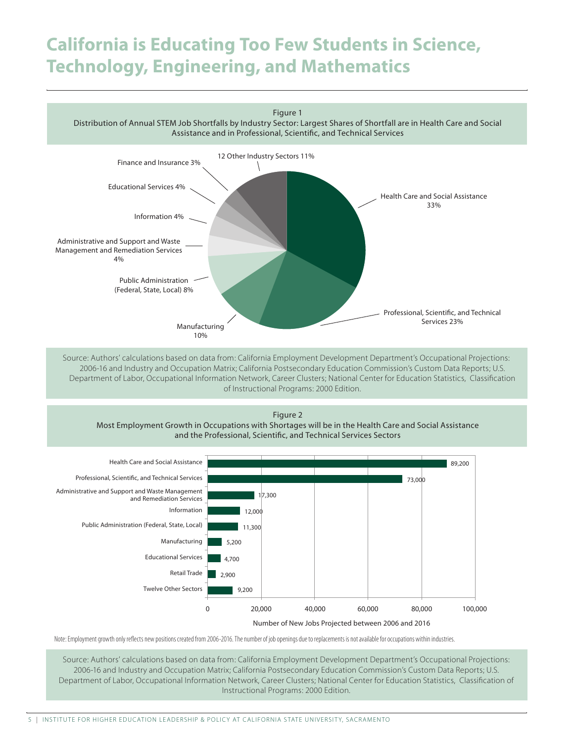# California is Educating Too Few Students in Science, Technology, Engineering, and Mathematics

Figure 1
Distribution of Annual STEM Job Shortfalls by Industry Sector: Largest Shares of Shortfall are in Health Care and Social Assistance and in Professional, Scientific, and Technical Services

| Industry Sector | Share |
| --- | --- |
| Health Care and Social Assistance | 33% |
| Professional, Scientific, and Technical Services | 23% |
| Manufacturing | 10% |
| Public Administration (Federal, State, Local) | 8% |
| Administrative and Support and Waste Management and Remediation Services | 4% |
| Information | 4% |
| Educational Services | 4% |
| Finance and Insurance | 3% |
| 12 Other Industry Sectors | 11% |

Source: Authors' calculations based on data from: California Employment Development Department's Occupational Projections: 2006-16 and Industry and Occupation Matrix; California Postsecondary Education Commission's Custom Data Reports; U.S. Department of Labor, Occupational Information Network, Career Clusters; National Center for Education Statistics, Classification of Instructional Programs: 2000 Edition.

Figure 2
Most Employment Growth in Occupations with Shortages will be in the Health Care and Social Assistance and the Professional, Scientific, and Technical Services Sectors

| Sector | Number of New Jobs Projected between 2006 and 2016 |
| --- | --- |
| Health Care and Social Assistance | 89,200 |
| Professional, Scientific, and Technical Services | 73,000 |
| Administrative and Support and Waste Management and Remediation Services | 17,300 |
| Information | 12,000 |
| Public Administration (Federal, State, Local) | 11,300 |
| Manufacturing | 5,200 |
| Educational Services | 4,700 |
| Retail Trade | 2,900 |
| Twelve Other Sectors | 9,200 |

Note: Employment growth only reflects new positions created from 2006-2016. The number of job openings due to replacements is not available for occupations within industries.

Source: Authors' calculations based on data from: California Employment Development Department's Occupational Projections: 2006-16 and Industry and Occupation Matrix; California Postsecondary Education Commission's Custom Data Reports; U.S. Department of Labor, Occupational Information Network, Career Clusters; National Center for Education Statistics, Classification of Instructional Programs: 2000 Edition.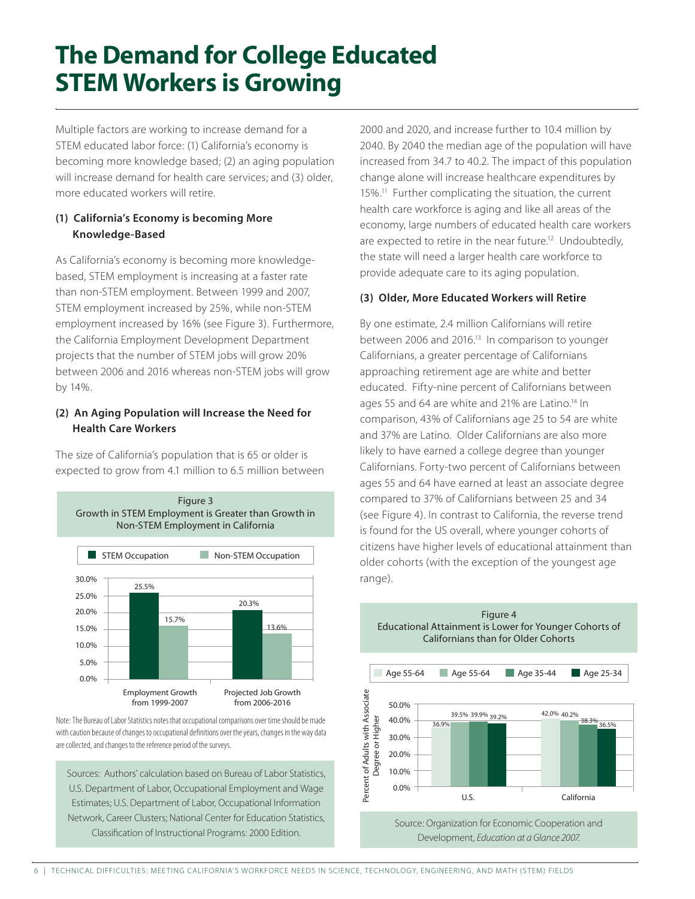# The Demand for College Educated STEM Workers is Growing

Multiple factors are working to increase demand for a STEM educated labor force: (1) California's economy is becoming more knowledge based; (2) an aging population will increase demand for health care services; and (3) older, more educated workers will retire.

### (1) California's Economy is becoming More Knowledge-Based

As California's economy is becoming more knowledge-based, STEM employment is increasing at a faster rate than non-STEM employment. Between 1999 and 2007, STEM employment increased by 25%, while non-STEM employment increased by 16% (see Figure 3). Furthermore, the California Employment Development Department projects that the number of STEM jobs will grow 20% between 2006 and 2016 whereas non-STEM jobs will grow by 14%.

### (2) An Aging Population will Increase the Need for Health Care Workers

The size of California's population that is 65 or older is expected to grow from 4.1 million to 6.5 million between 2000 and 2020, and increase further to 10.4 million by 2040. By 2040 the median age of the population will have increased from 34.7 to 40.2. The impact of this population change alone will increase healthcare expenditures by 15%.[11] Further complicating the situation, the current health care workforce is aging and like all areas of the economy, large numbers of educated health care workers are expected to retire in the near future.[12] Undoubtedly, the state will need a larger health care workforce to provide adequate care to its aging population.

### (3) Older, More Educated Workers will Retire

By one estimate, 2.4 million Californians will retire between 2006 and 2016.[13] In comparison to younger Californians, a greater percentage of Californians approaching retirement age are white and better educated. Fifty-nine percent of Californians between ages 55 and 64 are white and 21% are Latino.[14] In comparison, 43% of Californians age 25 to 54 are white and 37% are Latino. Older Californians are also more likely to have earned a college degree than younger Californians. Forty-two percent of Californians between ages 55 and 64 have earned at least an associate degree compared to 37% of Californians between 25 and 34 (see Figure 4). In contrast to California, the reverse trend is found for the US overall, where younger cohorts of citizens have higher levels of educational attainment than older cohorts (with the exception of the youngest age range).

Figure 3
Growth in STEM Employment is Greater than Growth in Non-STEM Employment in California

| | STEM Occupation | Non-STEM Occupation |
|---|---|---|
| Employment Growth from 1999-2007 | 25.5% | 15.7% |
| Projected Job Growth from 2006-2016 | 20.3% | 13.6% |

Note: The Bureau of Labor Statistics notes that occupational comparisons over time should be made with caution because of changes to occupational definitions over the years, changes in the way data are collected, and changes to the reference period of the surveys.

Sources: Authors' calculation based on Bureau of Labor Statistics, U.S. Department of Labor, Occupational Employment and Wage Estimates; U.S. Department of Labor, Occupational Information Network, Career Clusters; National Center for Education Statistics, Classification of Instructional Programs: 2000 Edition.

Figure 4
Educational Attainment is Lower for Younger Cohorts of Californians than for Older Cohorts

Percent of Adults with Associate Degree or Higher

| | Age 55-64 | Age 55-64 | Age 35-44 | Age 25-34 |
|---|---|---|---|---|
| U.S. | 36.9% | 39.5% | 39.9% | 39.2% |
| California | 42.0% | 40.2% | 38.3% | 36.5% |

Source: Organization for Economic Cooperation and Development, *Education at a Glance 2007.*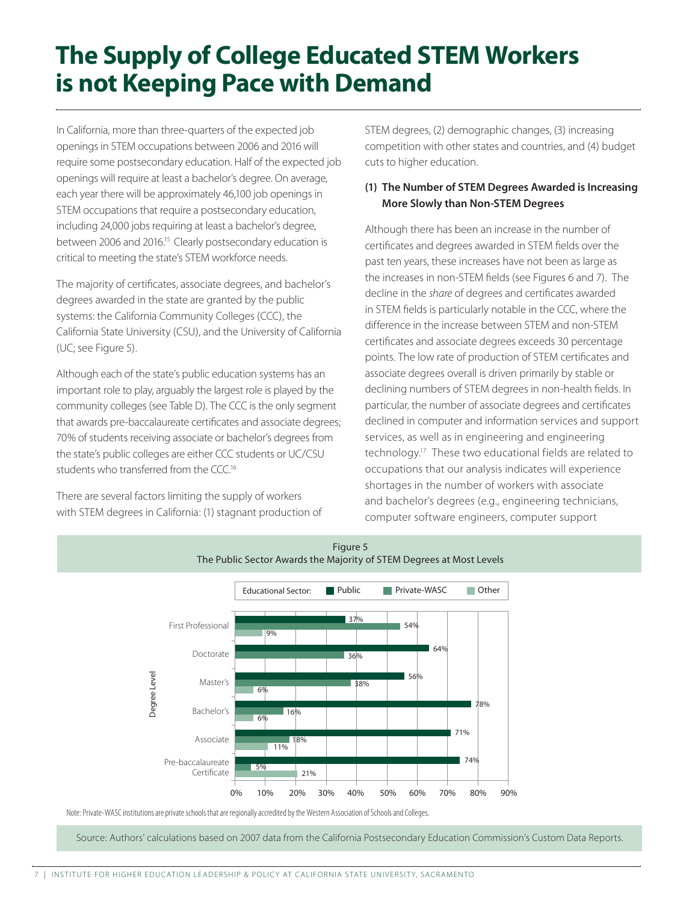# The Supply of College Educated STEM Workers is not Keeping Pace with Demand

In California, more than three-quarters of the expected job openings in STEM occupations between 2006 and 2016 will require some postsecondary education. Half of the expected job openings will require at least a bachelor's degree. On average, each year there will be approximately 46,100 job openings in STEM occupations that require a postsecondary education, including 24,000 jobs requiring at least a bachelor's degree, between 2006 and 2016.[15] Clearly postsecondary education is critical to meeting the state's STEM workforce needs.

The majority of certificates, associate degrees, and bachelor's degrees awarded in the state are granted by the public systems: the California Community Colleges (CCC), the California State University (CSU), and the University of California (UC; see Figure 5).

Although each of the state's public education systems has an important role to play, arguably the largest role is played by the community colleges (see Table D). The CCC is the only segment that awards pre-baccalaureate certificates and associate degrees; 70% of students receiving associate or bachelor's degrees from the state's public colleges are either CCC students or UC/CSU students who transferred from the CCC.[16]

There are several factors limiting the supply of workers with STEM degrees in California: (1) stagnant production of STEM degrees, (2) demographic changes, (3) increasing competition with other states and countries, and (4) budget cuts to higher education.

**(1) The Number of STEM Degrees Awarded is Increasing More Slowly than Non-STEM Degrees**

Although there has been an increase in the number of certificates and degrees awarded in STEM fields over the past ten years, these increases have not been as large as the increases in non-STEM fields (see Figures 6 and 7). The decline in the *share* of degrees and certificates awarded in STEM fields is particularly notable in the CCC, where the difference in the increase between STEM and non-STEM certificates and associate degrees exceeds 30 percentage points. The low rate of production of STEM certificates and associate degrees overall is driven primarily by stable or declining numbers of STEM degrees in non-health fields. In particular, the number of associate degrees and certificates declined in computer and information services and support services, as well as in engineering and engineering technology.[17] These two educational fields are related to occupations that our analysis indicates will experience shortages in the number of workers with associate and bachelor's degrees (e.g., engineering technicians, computer software engineers, computer support

Figure 5
The Public Sector Awards the Majority of STEM Degrees at Most Levels

| Degree Level | Public | Private-WASC | Other |
|---|---|---|---|
| First Professional | 37% | 54% | 9% |
| Doctorate | 64% | 36% | |
| Master's | 56% | 38% | 6% |
| Bachelor's | 78% | 16% | 6% |
| Associate | 71% | 18% | 11% |
| Pre-baccalaureate Certificate | 74% | 5% | 21% |

Note: Private-WASC institutions are private schools that are regionally accredited by the Western Association of Schools and Colleges.

Source: Authors' calculations based on 2007 data from the California Postsecondary Education Commission's Custom Data Reports.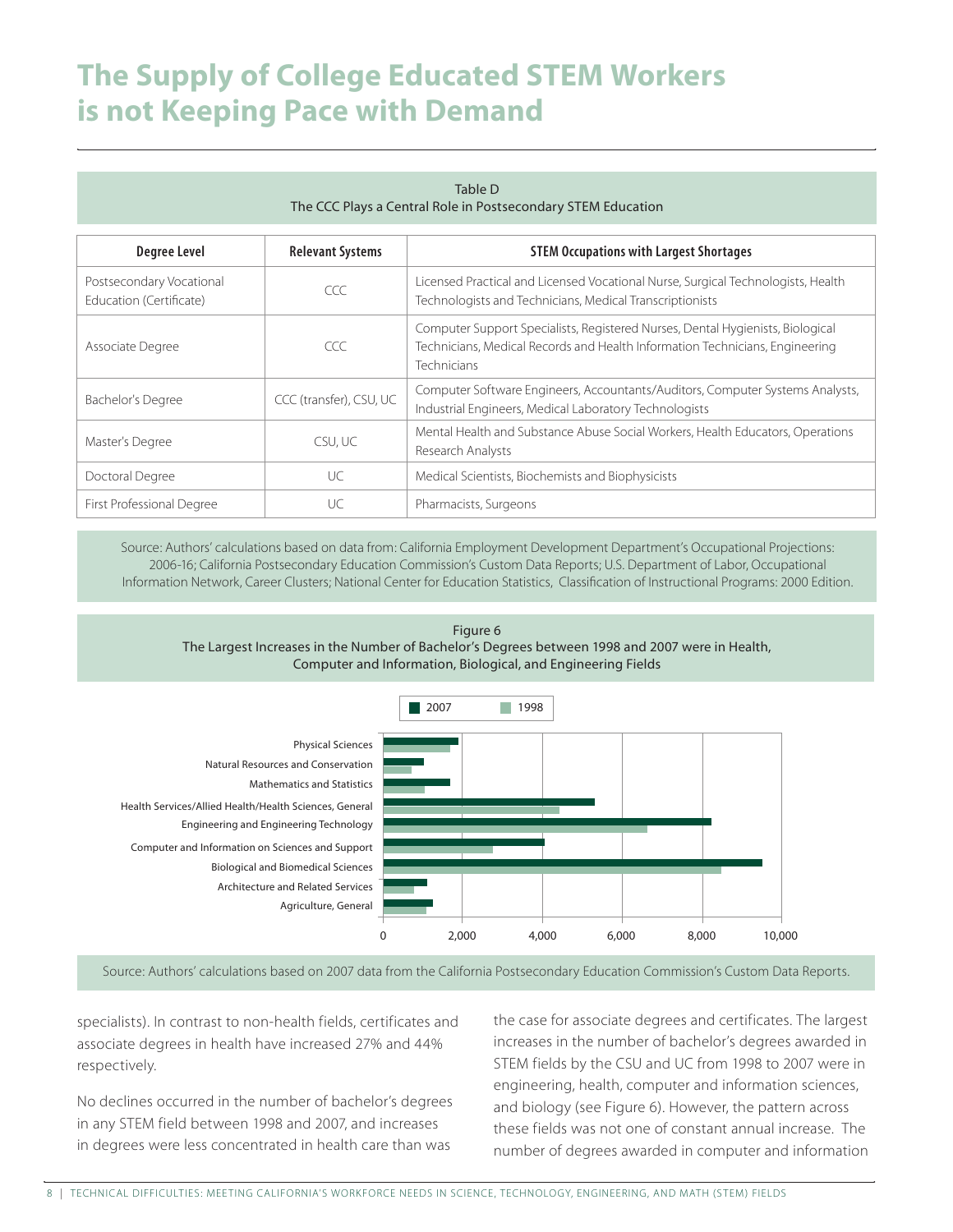# The Supply of College Educated STEM Workers is not Keeping Pace with Demand

Table D
The CCC Plays a Central Role in Postsecondary STEM Education

| Degree Level | Relevant Systems | STEM Occupations with Largest Shortages |
|---|---|---|
| Postsecondary Vocational Education (Certificate) | CCC | Licensed Practical and Licensed Vocational Nurse, Surgical Technologists, Health Technologists and Technicians, Medical Transcriptionists |
| Associate Degree | CCC | Computer Support Specialists, Registered Nurses, Dental Hygienists, Biological Technicians, Medical Records and Health Information Technicians, Engineering Technicians |
| Bachelor's Degree | CCC (transfer), CSU, UC | Computer Software Engineers, Accountants/Auditors, Computer Systems Analysts, Industrial Engineers, Medical Laboratory Technologists |
| Master's Degree | CSU, UC | Mental Health and Substance Abuse Social Workers, Health Educators, Operations Research Analysts |
| Doctoral Degree | UC | Medical Scientists, Biochemists and Biophysicists |
| First Professional Degree | UC | Pharmacists, Surgeons |

Source: Authors' calculations based on data from: California Employment Development Department's Occupational Projections: 2006-16; California Postsecondary Education Commission's Custom Data Reports; U.S. Department of Labor, Occupational Information Network, Career Clusters; National Center for Education Statistics, Classification of Instructional Programs: 2000 Edition.

Figure 6
The Largest Increases in the Number of Bachelor's Degrees between 1998 and 2007 were in Health, Computer and Information, Biological, and Engineering Fields

Source: Authors' calculations based on 2007 data from the California Postsecondary Education Commission's Custom Data Reports.

specialists). In contrast to non-health fields, certificates and associate degrees in health have increased 27% and 44% respectively.

No declines occurred in the number of bachelor's degrees in any STEM field between 1998 and 2007, and increases in degrees were less concentrated in health care than was the case for associate degrees and certificates. The largest increases in the number of bachelor's degrees awarded in STEM fields by the CSU and UC from 1998 to 2007 were in engineering, health, computer and information sciences, and biology (see Figure 6). However, the pattern across these fields was not one of constant annual increase. The number of degrees awarded in computer and information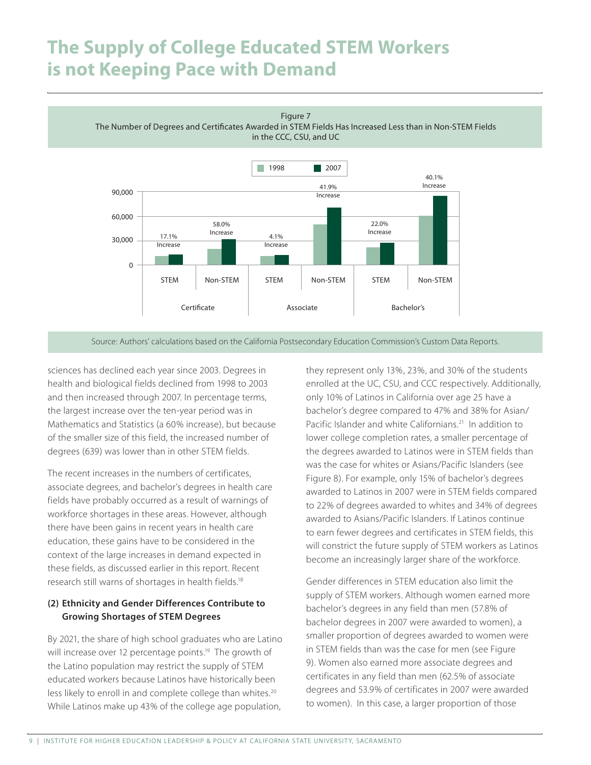# The Supply of College Educated STEM Workers is not Keeping Pace with Demand

Figure 7
The Number of Degrees and Certificates Awarded in STEM Fields Has Increased Less than in Non-STEM Fields in the CCC, CSU, and UC

| | Certificate STEM | Certificate Non-STEM | Associate STEM | Associate Non-STEM | Bachelor's STEM | Bachelor's Non-STEM |
|---|---|---|---|---|---|---|
| Increase (1998 to 2007) | 17.1% | 58.0% | 4.1% | 41.9% | 22.0% | 40.1% |

Source: Authors' calculations based on the California Postsecondary Education Commission's Custom Data Reports.

sciences has declined each year since 2003. Degrees in health and biological fields declined from 1998 to 2003 and then increased through 2007. In percentage terms, the largest increase over the ten-year period was in Mathematics and Statistics (a 60% increase), but because of the smaller size of this field, the increased number of degrees (639) was lower than in other STEM fields.

The recent increases in the numbers of certificates, associate degrees, and bachelor's degrees in health care fields have probably occurred as a result of warnings of workforce shortages in these areas. However, although there have been gains in recent years in health care education, these gains have to be considered in the context of the large increases in demand expected in these fields, as discussed earlier in this report. Recent research still warns of shortages in health fields.[18]

### (2) Ethnicity and Gender Differences Contribute to Growing Shortages of STEM Degrees

By 2021, the share of high school graduates who are Latino will increase over 12 percentage points.[19] The growth of the Latino population may restrict the supply of STEM educated workers because Latinos have historically been less likely to enroll in and complete college than whites.[20] While Latinos make up 43% of the college age population, they represent only 13%, 23%, and 30% of the students enrolled at the UC, CSU, and CCC respectively. Additionally, only 10% of Latinos in California over age 25 have a bachelor's degree compared to 47% and 38% for Asian/Pacific Islander and white Californians.[21] In addition to lower college completion rates, a smaller percentage of the degrees awarded to Latinos were in STEM fields than was the case for whites or Asians/Pacific Islanders (see Figure 8). For example, only 15% of bachelor's degrees awarded to Latinos in 2007 were in STEM fields compared to 22% of degrees awarded to whites and 34% of degrees awarded to Asians/Pacific Islanders. If Latinos continue to earn fewer degrees and certificates in STEM fields, this will constrict the future supply of STEM workers as Latinos become an increasingly larger share of the workforce.

Gender differences in STEM education also limit the supply of STEM workers. Although women earned more bachelor's degrees in any field than men (57.8% of bachelor degrees in 2007 were awarded to women), a smaller proportion of degrees awarded to women were in STEM fields than was the case for men (see Figure 9). Women also earned more associate degrees and certificates in any field than men (62.5% of associate degrees and 53.9% of certificates in 2007 were awarded to women). In this case, a larger proportion of those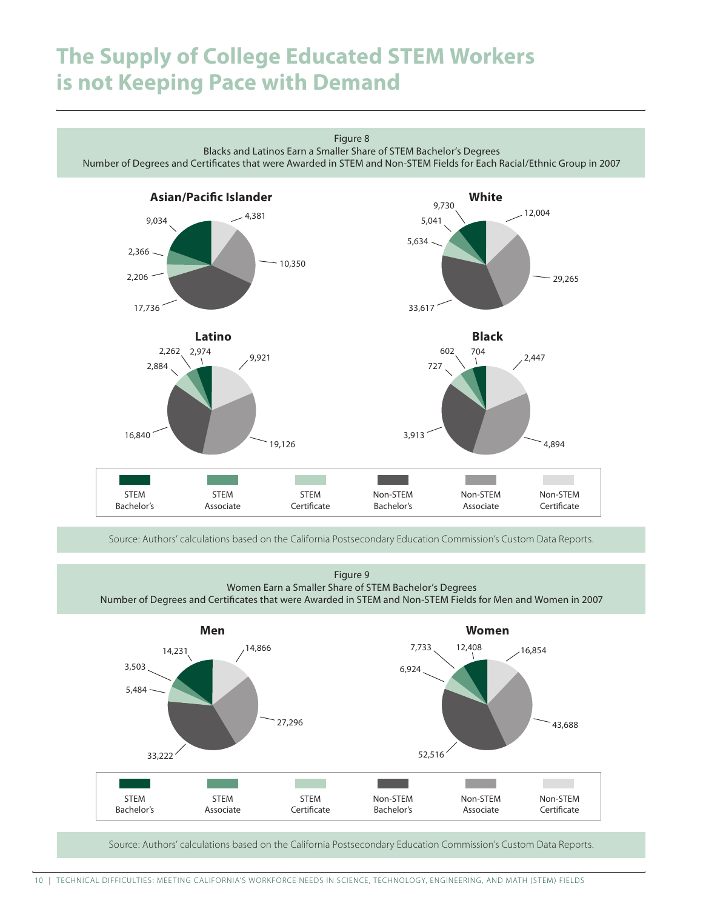# The Supply of College Educated STEM Workers is not Keeping Pace with Demand

Figure 8
Blacks and Latinos Earn a Smaller Share of STEM Bachelor's Degrees
Number of Degrees and Certificates that were Awarded in STEM and Non-STEM Fields for Each Racial/Ethnic Group in 2007

| | STEM Bachelor's | STEM Associate | STEM Certificate | Non-STEM Bachelor's | Non-STEM Associate | Non-STEM Certificate |
|---|---|---|---|---|---|---|
| Asian/Pacific Islander | 9,034 | 2,366 | 2,206 | 17,736 | 10,350 | 4,381 |
| White | 9,730 | 5,041 | 5,634 | 33,617 | 29,265 | 12,004 |
| Latino | 2,974 | 2,262 | 2,884 | 16,840 | 19,126 | 9,921 |
| Black | 704 | 602 | 727 | 3,913 | 4,894 | 2,447 |

Source: Authors' calculations based on the California Postsecondary Education Commission's Custom Data Reports.

Figure 9
Women Earn a Smaller Share of STEM Bachelor's Degrees
Number of Degrees and Certificates that were Awarded in STEM and Non-STEM Fields for Men and Women in 2007

| | STEM Bachelor's | STEM Associate | STEM Certificate | Non-STEM Bachelor's | Non-STEM Associate | Non-STEM Certificate |
|---|---|---|---|---|---|---|
| Men | 14,231 | 3,503 | 5,484 | 33,222 | 27,296 | 14,866 |
| Women | 12,408 | 7,733 | 6,924 | 52,516 | 43,688 | 16,854 |

Source: Authors' calculations based on the California Postsecondary Education Commission's Custom Data Reports.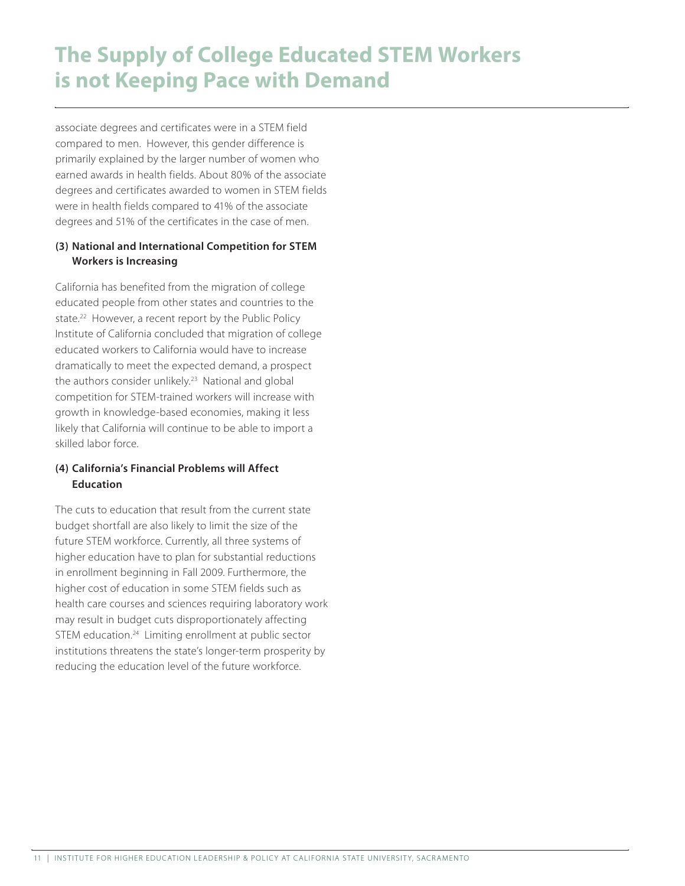# The Supply of College Educated STEM Workers is not Keeping Pace with Demand

associate degrees and certificates were in a STEM field compared to men. However, this gender difference is primarily explained by the larger number of women who earned awards in health fields. About 80% of the associate degrees and certificates awarded to women in STEM fields were in health fields compared to 41% of the associate degrees and 51% of the certificates in the case of men.

### (3) National and International Competition for STEM Workers is Increasing

California has benefited from the migration of college educated people from other states and countries to the state.[22] However, a recent report by the Public Policy Institute of California concluded that migration of college educated workers to California would have to increase dramatically to meet the expected demand, a prospect the authors consider unlikely.[23] National and global competition for STEM-trained workers will increase with growth in knowledge-based economies, making it less likely that California will continue to be able to import a skilled labor force.

### (4) California's Financial Problems will Affect Education

The cuts to education that result from the current state budget shortfall are also likely to limit the size of the future STEM workforce. Currently, all three systems of higher education have to plan for substantial reductions in enrollment beginning in Fall 2009. Furthermore, the higher cost of education in some STEM fields such as health care courses and sciences requiring laboratory work may result in budget cuts disproportionately affecting STEM education.[24] Limiting enrollment at public sector institutions threatens the state's longer-term prosperity by reducing the education level of the future workforce.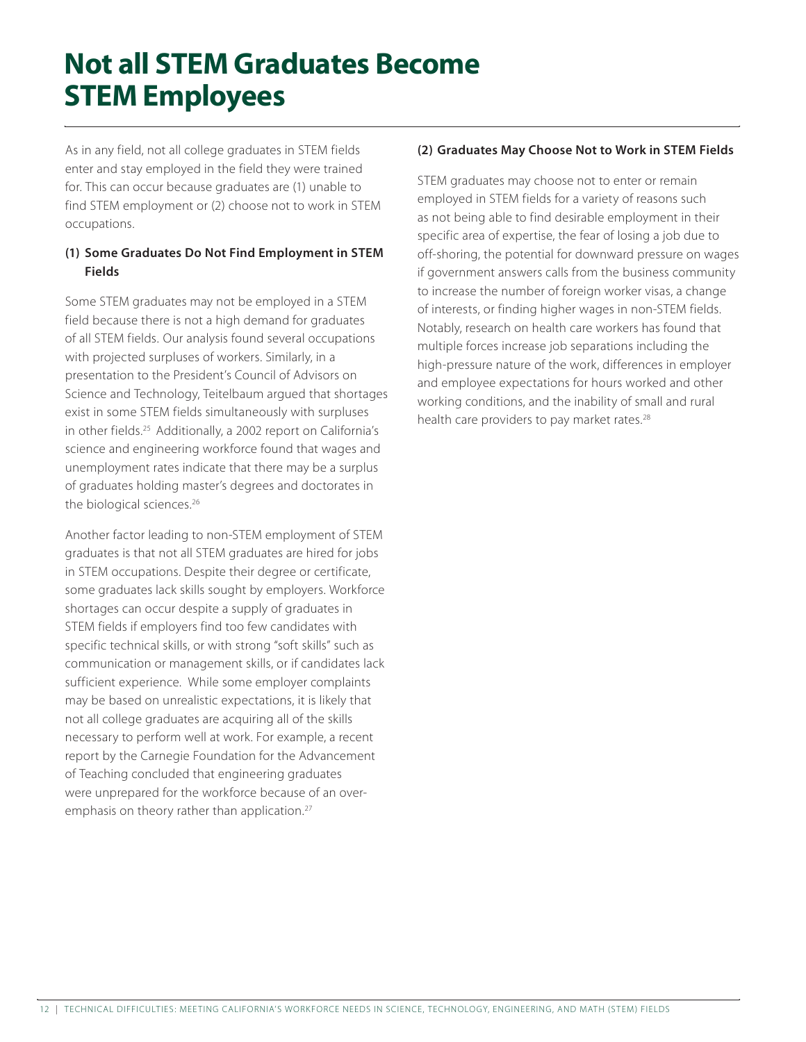# Not all STEM Graduates Become STEM Employees

As in any field, not all college graduates in STEM fields enter and stay employed in the field they were trained for. This can occur because graduates are (1) unable to find STEM employment or (2) choose not to work in STEM occupations.

### (1) Some Graduates Do Not Find Employment in STEM Fields

Some STEM graduates may not be employed in a STEM field because there is not a high demand for graduates of all STEM fields. Our analysis found several occupations with projected surpluses of workers. Similarly, in a presentation to the President's Council of Advisors on Science and Technology, Teitelbaum argued that shortages exist in some STEM fields simultaneously with surpluses in other fields.[25] Additionally, a 2002 report on California's science and engineering workforce found that wages and unemployment rates indicate that there may be a surplus of graduates holding master's degrees and doctorates in the biological sciences.[26]

Another factor leading to non-STEM employment of STEM graduates is that not all STEM graduates are hired for jobs in STEM occupations. Despite their degree or certificate, some graduates lack skills sought by employers. Workforce shortages can occur despite a supply of graduates in STEM fields if employers find too few candidates with specific technical skills, or with strong "soft skills" such as communication or management skills, or if candidates lack sufficient experience. While some employer complaints may be based on unrealistic expectations, it is likely that not all college graduates are acquiring all of the skills necessary to perform well at work. For example, a recent report by the Carnegie Foundation for the Advancement of Teaching concluded that engineering graduates were unprepared for the workforce because of an over-emphasis on theory rather than application.[27]

### (2) Graduates May Choose Not to Work in STEM Fields

STEM graduates may choose not to enter or remain employed in STEM fields for a variety of reasons such as not being able to find desirable employment in their specific area of expertise, the fear of losing a job due to off-shoring, the potential for downward pressure on wages if government answers calls from the business community to increase the number of foreign worker visas, a change of interests, or finding higher wages in non-STEM fields. Notably, research on health care workers has found that multiple forces increase job separations including the high-pressure nature of the work, differences in employer and employee expectations for hours worked and other working conditions, and the inability of small and rural health care providers to pay market rates.[28]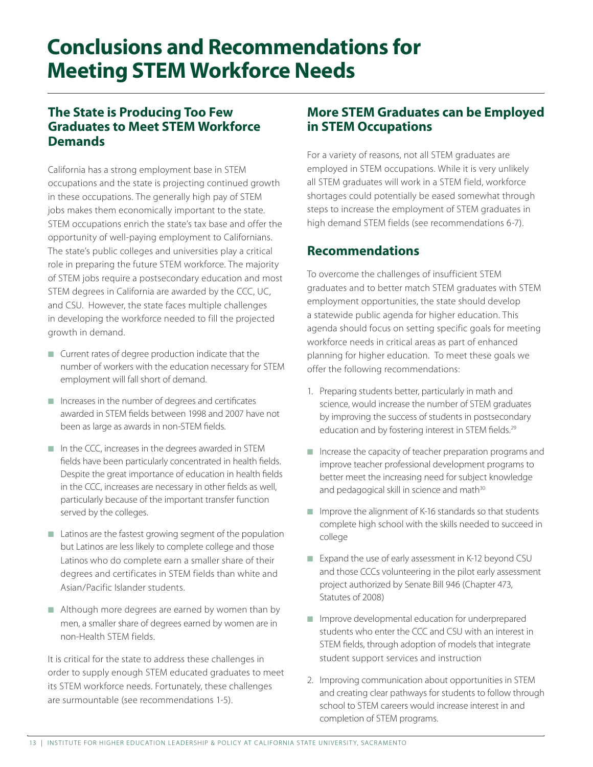# Conclusions and Recommendations for Meeting STEM Workforce Needs

## The State is Producing Too Few Graduates to Meet STEM Workforce Demands

California has a strong employment base in STEM occupations and the state is projecting continued growth in these occupations. The generally high pay of STEM jobs makes them economically important to the state. STEM occupations enrich the state's tax base and offer the opportunity of well-paying employment to Californians. The state's public colleges and universities play a critical role in preparing the future STEM workforce. The majority of STEM jobs require a postsecondary education and most STEM degrees in California are awarded by the CCC, UC, and CSU. However, the state faces multiple challenges in developing the workforce needed to fill the projected growth in demand.

- Current rates of degree production indicate that the number of workers with the education necessary for STEM employment will fall short of demand.
- Increases in the number of degrees and certificates awarded in STEM fields between 1998 and 2007 have not been as large as awards in non-STEM fields.
- In the CCC, increases in the degrees awarded in STEM fields have been particularly concentrated in health fields. Despite the great importance of education in health fields in the CCC, increases are necessary in other fields as well, particularly because of the important transfer function served by the colleges.
- Latinos are the fastest growing segment of the population but Latinos are less likely to complete college and those Latinos who do complete earn a smaller share of their degrees and certificates in STEM fields than white and Asian/Pacific Islander students.
- Although more degrees are earned by women than by men, a smaller share of degrees earned by women are in non-Health STEM fields.

It is critical for the state to address these challenges in order to supply enough STEM educated graduates to meet its STEM workforce needs. Fortunately, these challenges are surmountable (see recommendations 1-5).

## More STEM Graduates can be Employed in STEM Occupations

For a variety of reasons, not all STEM graduates are employed in STEM occupations. While it is very unlikely all STEM graduates will work in a STEM field, workforce shortages could potentially be eased somewhat through steps to increase the employment of STEM graduates in high demand STEM fields (see recommendations 6-7).

## Recommendations

To overcome the challenges of insufficient STEM graduates and to better match STEM graduates with STEM employment opportunities, the state should develop a statewide public agenda for higher education. This agenda should focus on setting specific goals for meeting workforce needs in critical areas as part of enhanced planning for higher education. To meet these goals we offer the following recommendations:

1. Preparing students better, particularly in math and science, would increase the number of STEM graduates by improving the success of students in postsecondary education and by fostering interest in STEM fields.[29]
   - Increase the capacity of teacher preparation programs and improve teacher professional development programs to better meet the increasing need for subject knowledge and pedagogical skill in science and math[30]
   - Improve the alignment of K-16 standards so that students complete high school with the skills needed to succeed in college
   - Expand the use of early assessment in K-12 beyond CSU and those CCCs volunteering in the pilot early assessment project authorized by Senate Bill 946 (Chapter 473, Statutes of 2008)
   - Improve developmental education for underprepared students who enter the CCC and CSU with an interest in STEM fields, through adoption of models that integrate student support services and instruction
2. Improving communication about opportunities in STEM and creating clear pathways for students to follow through school to STEM careers would increase interest in and completion of STEM programs.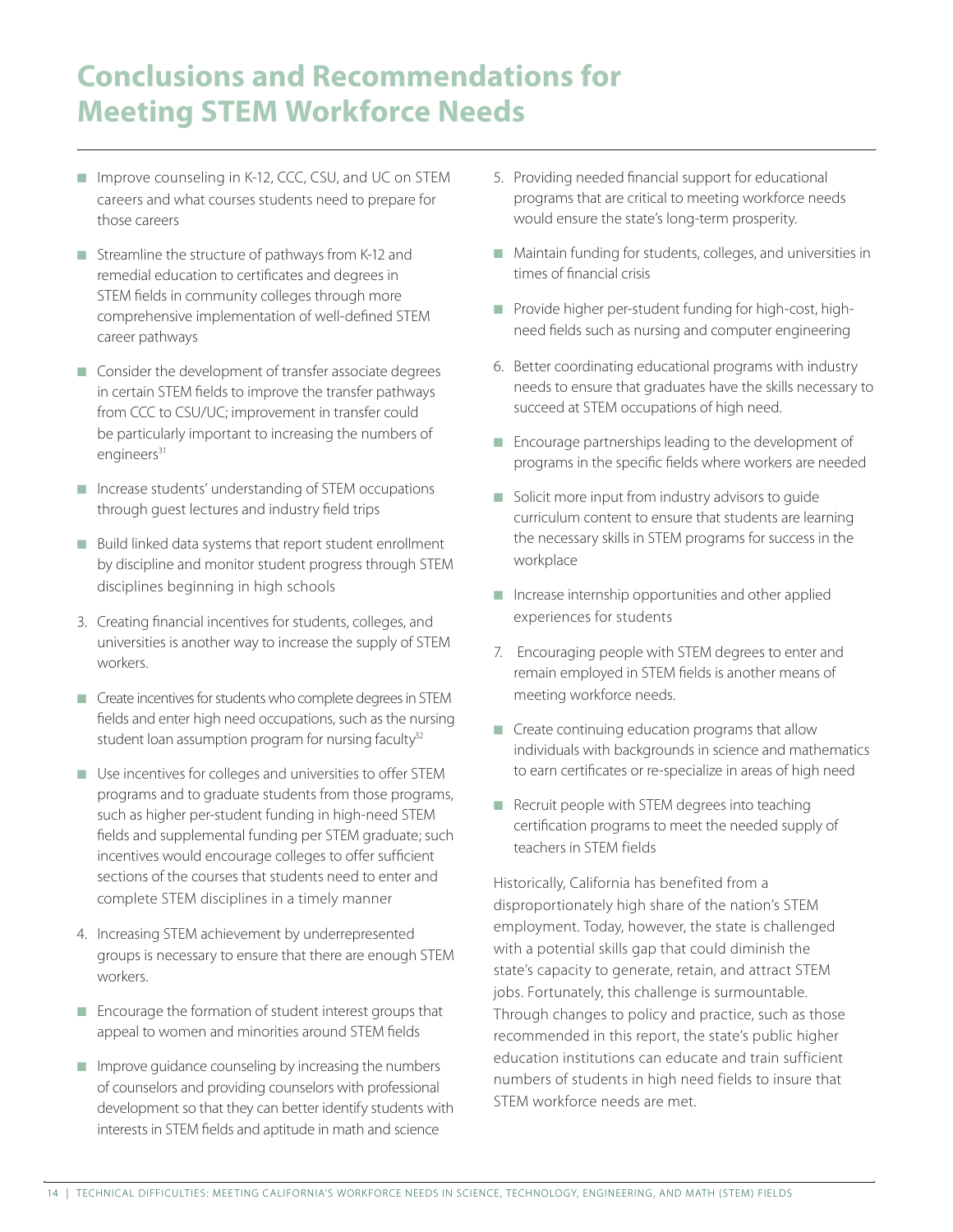# Conclusions and Recommendations for Meeting STEM Workforce Needs

- Improve counseling in K-12, CCC, CSU, and UC on STEM careers and what courses students need to prepare for those careers
- Streamline the structure of pathways from K-12 and remedial education to certificates and degrees in STEM fields in community colleges through more comprehensive implementation of well-defined STEM career pathways
- Consider the development of transfer associate degrees in certain STEM fields to improve the transfer pathways from CCC to CSU/UC; improvement in transfer could be particularly important to increasing the numbers of engineers[31]
- Increase students' understanding of STEM occupations through guest lectures and industry field trips
- Build linked data systems that report student enrollment by discipline and monitor student progress through STEM disciplines beginning in high schools

3. Creating financial incentives for students, colleges, and universities is another way to increase the supply of STEM workers.

- Create incentives for students who complete degrees in STEM fields and enter high need occupations, such as the nursing student loan assumption program for nursing faculty[32]
- Use incentives for colleges and universities to offer STEM programs and to graduate students from those programs, such as higher per-student funding in high-need STEM fields and supplemental funding per STEM graduate; such incentives would encourage colleges to offer sufficient sections of the courses that students need to enter and complete STEM disciplines in a timely manner

4. Increasing STEM achievement by underrepresented groups is necessary to ensure that there are enough STEM workers.

- Encourage the formation of student interest groups that appeal to women and minorities around STEM fields
- Improve guidance counseling by increasing the numbers of counselors and providing counselors with professional development so that they can better identify students with interests in STEM fields and aptitude in math and science

5. Providing needed financial support for educational programs that are critical to meeting workforce needs would ensure the state's long-term prosperity.

- Maintain funding for students, colleges, and universities in times of financial crisis
- Provide higher per-student funding for high-cost, high-need fields such as nursing and computer engineering

6. Better coordinating educational programs with industry needs to ensure that graduates have the skills necessary to succeed at STEM occupations of high need.

- Encourage partnerships leading to the development of programs in the specific fields where workers are needed
- Solicit more input from industry advisors to guide curriculum content to ensure that students are learning the necessary skills in STEM programs for success in the workplace
- Increase internship opportunities and other applied experiences for students

7. Encouraging people with STEM degrees to enter and remain employed in STEM fields is another means of meeting workforce needs.

- Create continuing education programs that allow individuals with backgrounds in science and mathematics to earn certificates or re-specialize in areas of high need
- Recruit people with STEM degrees into teaching certification programs to meet the needed supply of teachers in STEM fields

Historically, California has benefited from a disproportionately high share of the nation's STEM employment. Today, however, the state is challenged with a potential skills gap that could diminish the state's capacity to generate, retain, and attract STEM jobs. Fortunately, this challenge is surmountable. Through changes to policy and practice, such as those recommended in this report, the state's public higher education institutions can educate and train sufficient numbers of students in high need fields to insure that STEM workforce needs are met.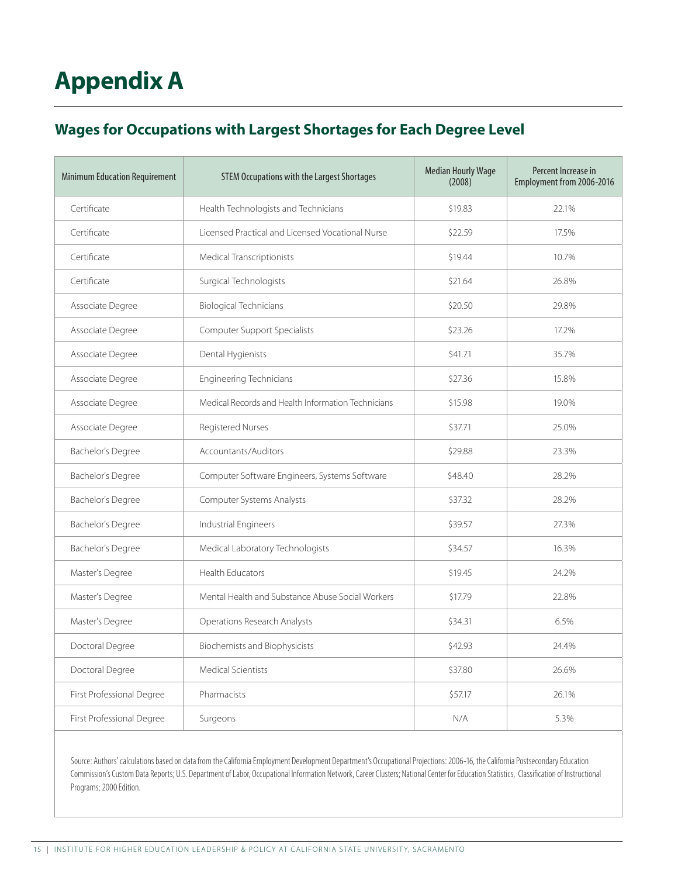# Appendix A

## Wages for Occupations with Largest Shortages for Each Degree Level

| Minimum Education Requirement | STEM Occupations with the Largest Shortages | Median Hourly Wage (2008) | Percent Increase in Employment from 2006-2016 |
|---|---|---|---|
| Certificate | Health Technologists and Technicians | $19.83 | 22.1% |
| Certificate | Licensed Practical and Licensed Vocational Nurse | $22.59 | 17.5% |
| Certificate | Medical Transcriptionists | $19.44 | 10.7% |
| Certificate | Surgical Technologists | $21.64 | 26.8% |
| Associate Degree | Biological Technicians | $20.50 | 29.8% |
| Associate Degree | Computer Support Specialists | $23.26 | 17.2% |
| Associate Degree | Dental Hygienists | $41.71 | 35.7% |
| Associate Degree | Engineering Technicians | $27.36 | 15.8% |
| Associate Degree | Medical Records and Health Information Technicians | $15.98 | 19.0% |
| Associate Degree | Registered Nurses | $37.71 | 25.0% |
| Bachelor's Degree | Accountants/Auditors | $29.88 | 23.3% |
| Bachelor's Degree | Computer Software Engineers, Systems Software | $48.40 | 28.2% |
| Bachelor's Degree | Computer Systems Analysts | $37.32 | 28.2% |
| Bachelor's Degree | Industrial Engineers | $39.57 | 27.3% |
| Bachelor's Degree | Medical Laboratory Technologists | $34.57 | 16.3% |
| Master's Degree | Health Educators | $19.45 | 24.2% |
| Master's Degree | Mental Health and Substance Abuse Social Workers | $17.79 | 22.8% |
| Master's Degree | Operations Research Analysts | $34.31 | 6.5% |
| Doctoral Degree | Biochemists and Biophysicists | $42.93 | 24.4% |
| Doctoral Degree | Medical Scientists | $37.80 | 26.6% |
| First Professional Degree | Pharmacists | $57.17 | 26.1% |
| First Professional Degree | Surgeons | N/A | 5.3% |

Source: Authors' calculations based on data from the California Employment Development Department's Occupational Projections: 2006-16, the California Postsecondary Education Commission's Custom Data Reports; U.S. Department of Labor, Occupational Information Network, Career Clusters; National Center for Education Statistics, Classification of Instructional Programs: 2000 Edition.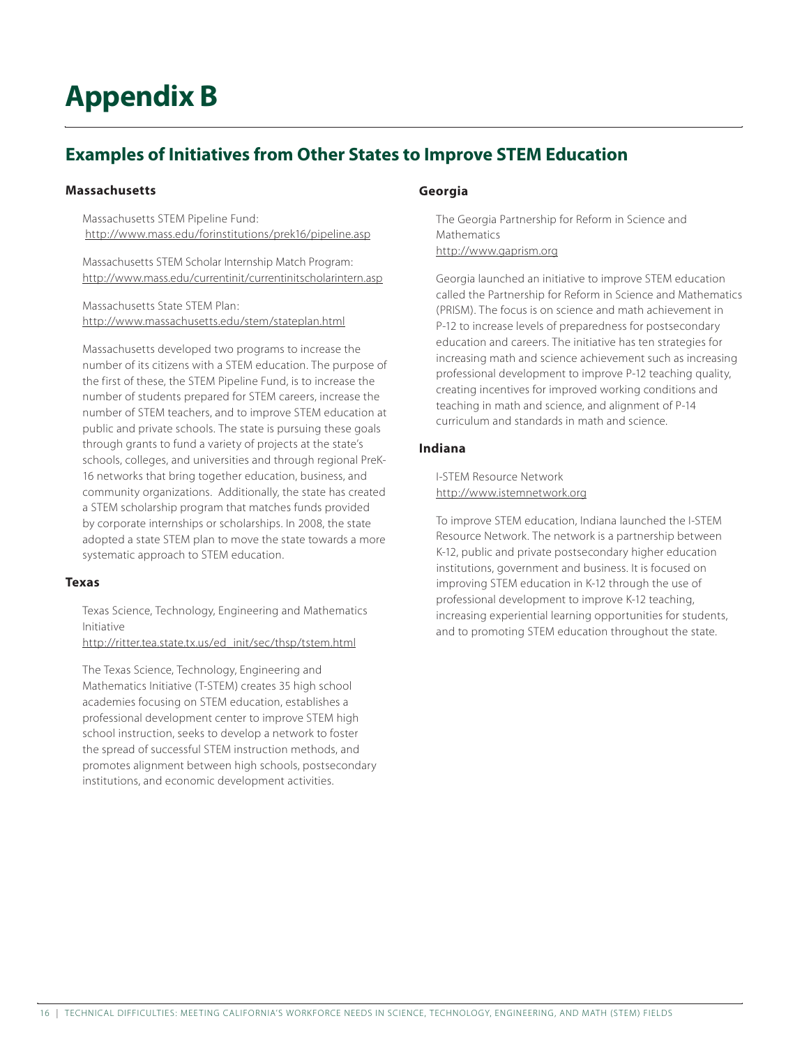# Appendix B

## Examples of Initiatives from Other States to Improve STEM Education

### Massachusetts

Massachusetts STEM Pipeline Fund:
http://www.mass.edu/forinstitutions/prek16/pipeline.asp

Massachusetts STEM Scholar Internship Match Program:
http://www.mass.edu/currentinit/currentinitscholarintern.asp

Massachusetts State STEM Plan:
http://www.massachusetts.edu/stem/stateplan.html

Massachusetts developed two programs to increase the number of its citizens with a STEM education. The purpose of the first of these, the STEM Pipeline Fund, is to increase the number of students prepared for STEM careers, increase the number of STEM teachers, and to improve STEM education at public and private schools. The state is pursuing these goals through grants to fund a variety of projects at the state's schools, colleges, and universities and through regional PreK-16 networks that bring together education, business, and community organizations. Additionally, the state has created a STEM scholarship program that matches funds provided by corporate internships or scholarships. In 2008, the state adopted a state STEM plan to move the state towards a more systematic approach to STEM education.

### Texas

Texas Science, Technology, Engineering and Mathematics Initiative
http://ritter.tea.state.tx.us/ed_init/sec/thsp/tstem.html

The Texas Science, Technology, Engineering and Mathematics Initiative (T-STEM) creates 35 high school academies focusing on STEM education, establishes a professional development center to improve STEM high school instruction, seeks to develop a network to foster the spread of successful STEM instruction methods, and promotes alignment between high schools, postsecondary institutions, and economic development activities.

### Georgia

The Georgia Partnership for Reform in Science and Mathematics
http://www.gaprism.org

Georgia launched an initiative to improve STEM education called the Partnership for Reform in Science and Mathematics (PRISM). The focus is on science and math achievement in P-12 to increase levels of preparedness for postsecondary education and careers. The initiative has ten strategies for increasing math and science achievement such as increasing professional development to improve P-12 teaching quality, creating incentives for improved working conditions and teaching in math and science, and alignment of P-14 curriculum and standards in math and science.

### Indiana

I-STEM Resource Network
http://www.istemnetwork.org

To improve STEM education, Indiana launched the I-STEM Resource Network. The network is a partnership between K-12, public and private postsecondary higher education institutions, government and business. It is focused on improving STEM education in K-12 through the use of professional development to improve K-12 teaching, increasing experiential learning opportunities for students, and to promoting STEM education throughout the state.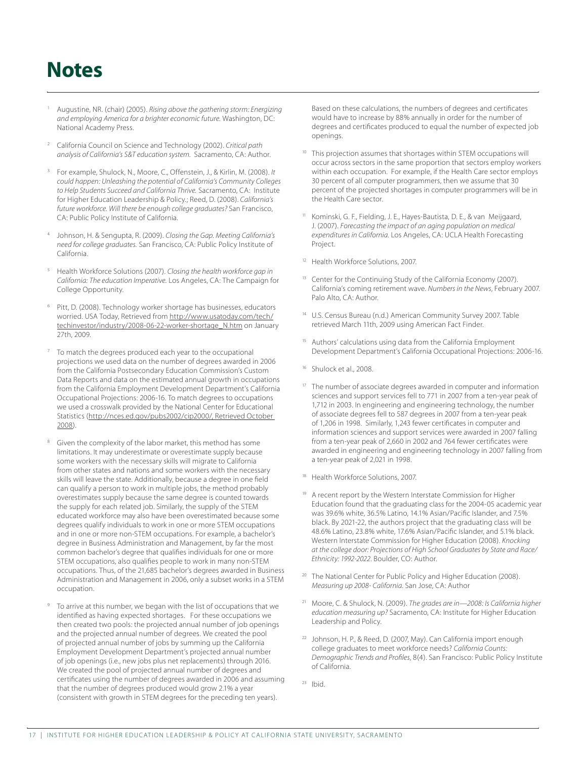# Notes

1. Augustine, NR. (chair) (2005). *Rising above the gathering storm: Energizing and employing America for a brighter economic future.* Washington, DC: National Academy Press.

2. California Council on Science and Technology (2002). *Critical path analysis of California's S&T education system.* Sacramento, CA: Author.

3. For example, Shulock, N., Moore, C., Offenstein, J., & Kirlin, M. (2008). *It could happen: Unleashing the potential of California's Community Colleges to Help Students Succeed and California Thrive.* Sacramento, CA: Institute for Higher Education Leadership & Policy.; Reed, D. (2008). *California's future workforce. Will there be enough college graduates?* San Francisco, CA: Public Policy Institute of California.

4. Johnson, H. & Sengupta, R. (2009). *Closing the Gap. Meeting California's need for college graduates.* San Francisco, CA: Public Policy Institute of California.

5. Health Workforce Solutions (2007). *Closing the health workforce gap in California: The education Imperative.* Los Angeles, CA: The Campaign for College Opportunity.

6. Pitt, D. (2008). Technology worker shortage has businesses, educators worried. USA Today, Retrieved from http://www.usatoday.com/tech/techinvestor/industry/2008-06-22-worker-shortage_N.htm on January 27th, 2009.

7. To match the degrees produced each year to the occupational projections we used data on the number of degrees awarded in 2006 from the California Postsecondary Education Commission's Custom Data Reports and data on the estimated annual growth in occupations from the California Employment Development Department's California Occupational Projections: 2006-16. To match degrees to occupations we used a crosswalk provided by the National Center for Educational Statistics (http://nces.ed.gov/pubs2002/cip2000/, Retrieved October 2008).

8. Given the complexity of the labor market, this method has some limitations. It may underestimate or overestimate supply because some workers with the necessary skills will migrate to California from other states and nations and some workers with the necessary skills will leave the state. Additionally, because a degree in one field can qualify a person to work in multiple jobs, the method probably overestimates supply because the same degree is counted towards the supply for each related job. Similarly, the supply of the STEM educated workforce may also have been overestimated because some degrees qualify individuals to work in one or more STEM occupations and in one or more non-STEM occupations. For example, a bachelor's degree in Business Administration and Management, by far the most common bachelor's degree that qualifies individuals for one or more STEM occupations, also qualifies people to work in many non-STEM occupations. Thus, of the 21,685 bachelor's degrees awarded in Business Administration and Management in 2006, only a subset works in a STEM occupation.

9. To arrive at this number, we began with the list of occupations that we identified as having expected shortages. For these occupations we then created two pools: the projected annual number of job openings and the projected annual number of degrees. We created the pool of projected annual number of jobs by summing up the California Employment Development Department's projected annual number of job openings (i.e., new jobs plus net replacements) through 2016. We created the pool of projected annual number of degrees and certificates using the number of degrees awarded in 2006 and assuming that the number of degrees produced would grow 2.1% a year (consistent with growth in STEM degrees for the preceding ten years). Based on these calculations, the numbers of degrees and certificates would have to increase by 88% annually in order for the number of degrees and certificates produced to equal the number of expected job openings.

10. This projection assumes that shortages within STEM occupations will occur across sectors in the same proportion that sectors employ workers within each occupation. For example, if the Health Care sector employs 30 percent of all computer programmers, then we assume that 30 percent of the projected shortages in computer programmers will be in the Health Care sector.

11. Kominski, G. F., Fielding, J. E., Hayes-Bautista, D. E., & van Meijgaard, J. (2007). *Forecasting the impact of an aging population on medical expenditures in California.* Los Angeles, CA: UCLA Health Forecasting Project.

12. Health Workforce Solutions, 2007.

13. Center for the Continuing Study of the California Economy (2007). California's coming retirement wave. *Numbers in the News*, February 2007. Palo Alto, CA: Author.

14. U.S. Census Bureau (n.d.) American Community Survey 2007. Table retrieved March 11th, 2009 using American Fact Finder.

15. Authors' calculations using data from the California Employment Development Department's California Occupational Projections: 2006-16.

16. Shulock et al., 2008.

17. The number of associate degrees awarded in computer and information sciences and support services fell to 771 in 2007 from a ten-year peak of 1,712 in 2003. In engineering and engineering technology, the number of associate degrees fell to 587 degrees in 2007 from a ten-year peak of 1,206 in 1998. Similarly, 1,243 fewer certificates in computer and information sciences and support services were awarded in 2007 falling from a ten-year peak of 2,660 in 2002 and 764 fewer certificates were awarded in engineering and engineering technology in 2007 falling from a ten-year peak of 2,021 in 1998.

18. Health Workforce Solutions, 2007.

19. A recent report by the Western Interstate Commission for Higher Education found that the graduating class for the 2004-05 academic year was 39.6% white, 36.5% Latino, 14.1% Asian/Pacific Islander, and 7.5% black. By 2021-22, the authors project that the graduating class will be 48.6% Latino, 23.8% white, 17.6% Asian/Pacific Islander, and 5.1% black. Western Interstate Commission for Higher Education (2008). *Knocking at the college door: Projections of High School Graduates by State and Race/Ethnicity: 1992-2022*. Boulder, CO: Author.

20. The National Center for Public Policy and Higher Education (2008). *Measuring up 2008- California.* San Jose, CA: Author

21. Moore, C. & Shulock, N. (2009). *The grades are in—2008: Is California higher education measuring up?* Sacramento, CA: Institute for Higher Education Leadership and Policy.

22. Johnson, H. P., & Reed, D. (2007, May). Can California import enough college graduates to meet workforce needs? *California Counts: Demographic Trends and Profiles*, 8(4). San Francisco: Public Policy Institute of California.

23. Ibid.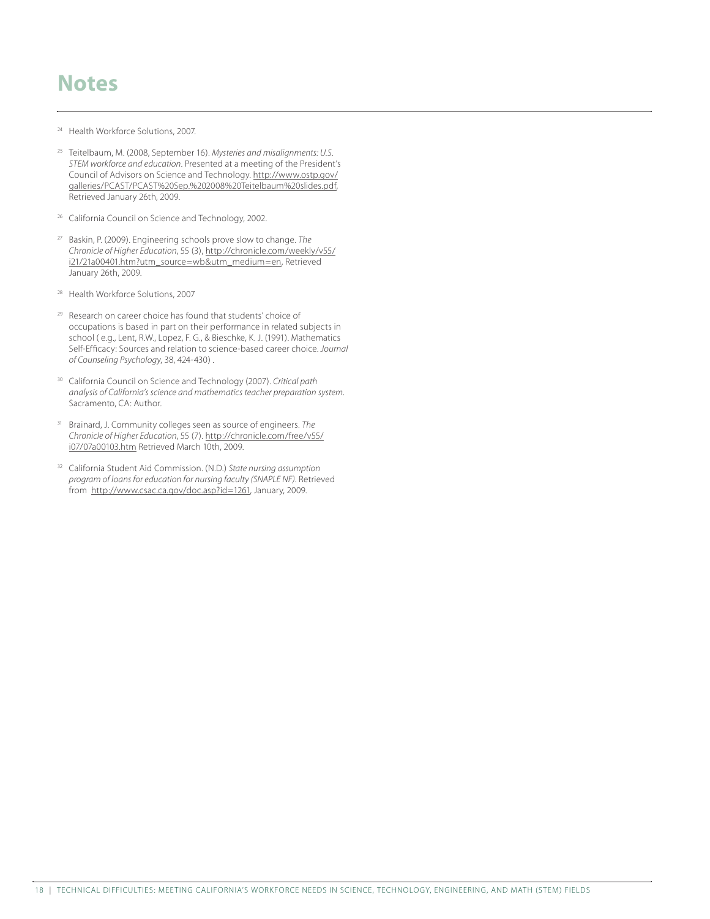# Notes

[24] Health Workforce Solutions, 2007.

[25] Teitelbaum, M. (2008, September 16). *Mysteries and misalignments: U.S. STEM workforce and education*. Presented at a meeting of the President's Council of Advisors on Science and Technology. http://www.ostp.gov/galleries/PCAST/PCAST%20Sep.%202008%20Teitelbaum%20slides.pdf, Retrieved January 26th, 2009.

[26] California Council on Science and Technology, 2002.

[27] Baskin, P. (2009). Engineering schools prove slow to change. *The Chronicle of Higher Education*, 55 (3), http://chronicle.com/weekly/v55/i21/21a00401.htm?utm_source=wb&utm_medium=en, Retrieved January 26th, 2009.

[28] Health Workforce Solutions, 2007

[29] Research on career choice has found that students' choice of occupations is based in part on their performance in related subjects in school ( e.g., Lent, R.W., Lopez, F. G., & Bieschke, K. J. (1991). Mathematics Self-Efficacy: Sources and relation to science-based career choice. *Journal of Counseling Psychology*, 38, 424-430) .

[30] California Council on Science and Technology (2007). *Critical path analysis of California's science and mathematics teacher preparation system*. Sacramento, CA: Author.

[31] Brainard, J. Community colleges seen as source of engineers. *The Chronicle of Higher Education*, 55 (7). http://chronicle.com/free/v55/i07/07a00103.htm Retrieved March 10th, 2009.

[32] California Student Aid Commission. (N.D.) *State nursing assumption program of loans for education for nursing faculty (SNAPLE NF)*. Retrieved from http://www.csac.ca.gov/doc.asp?id=1261, January, 2009.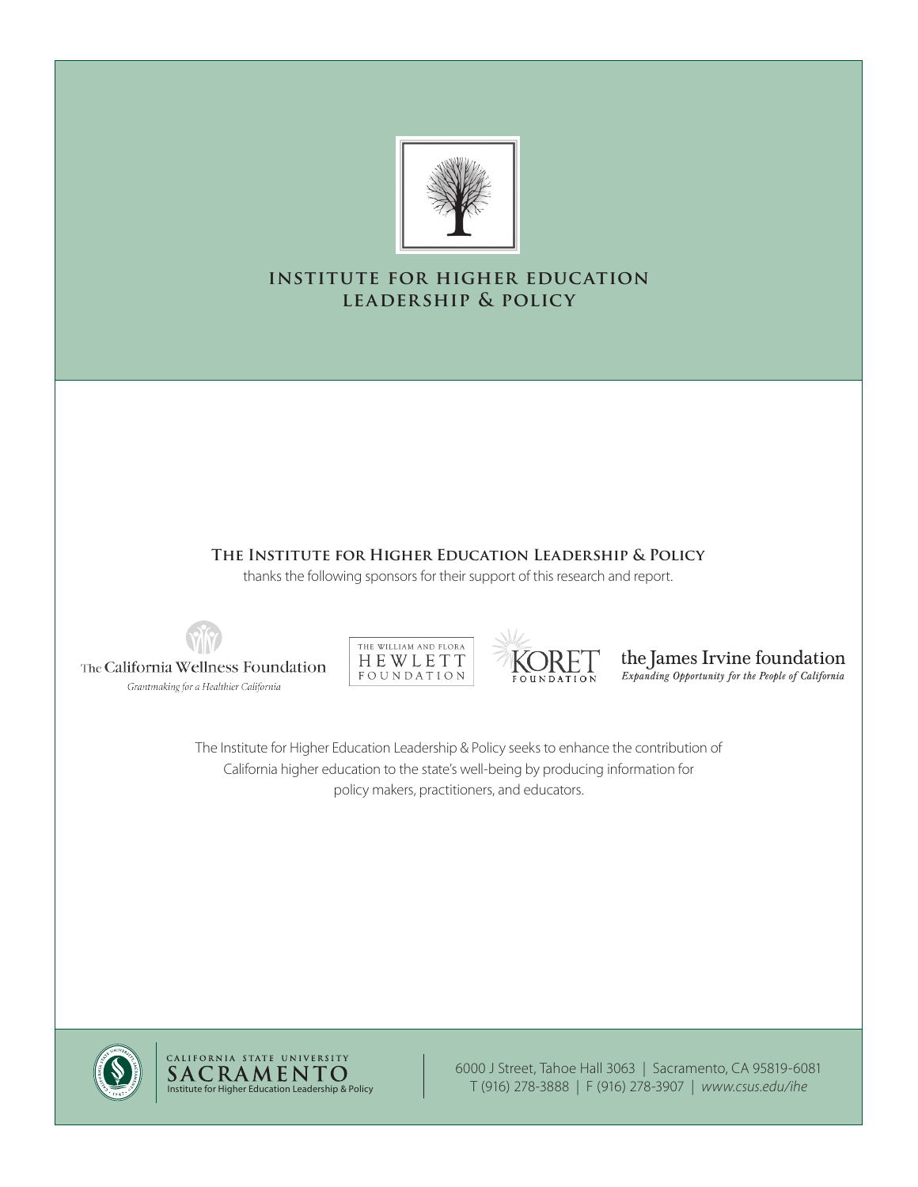# INSTITUTE FOR HIGHER EDUCATION LEADERSHIP & POLICY

**The Institute for Higher Education Leadership & Policy**

thanks the following sponsors for their support of this research and report.

The California Wellness Foundation
*Grantmaking for a Healthier California*

THE WILLIAM AND FLORA HEWLETT FOUNDATION

KORET FOUNDATION

the James Irvine foundation
*Expanding Opportunity for the People of California*

The Institute for Higher Education Leadership & Policy seeks to enhance the contribution of California higher education to the state's well-being by producing information for policy makers, practitioners, and educators.

CALIFORNIA STATE UNIVERSITY
SACRAMENTO
Institute for Higher Education Leadership & Policy

6000 J Street, Tahoe Hall 3063 | Sacramento, CA 95819-6081
T (916) 278-3888 | F (916) 278-3907 | *www.csus.edu/ihe*